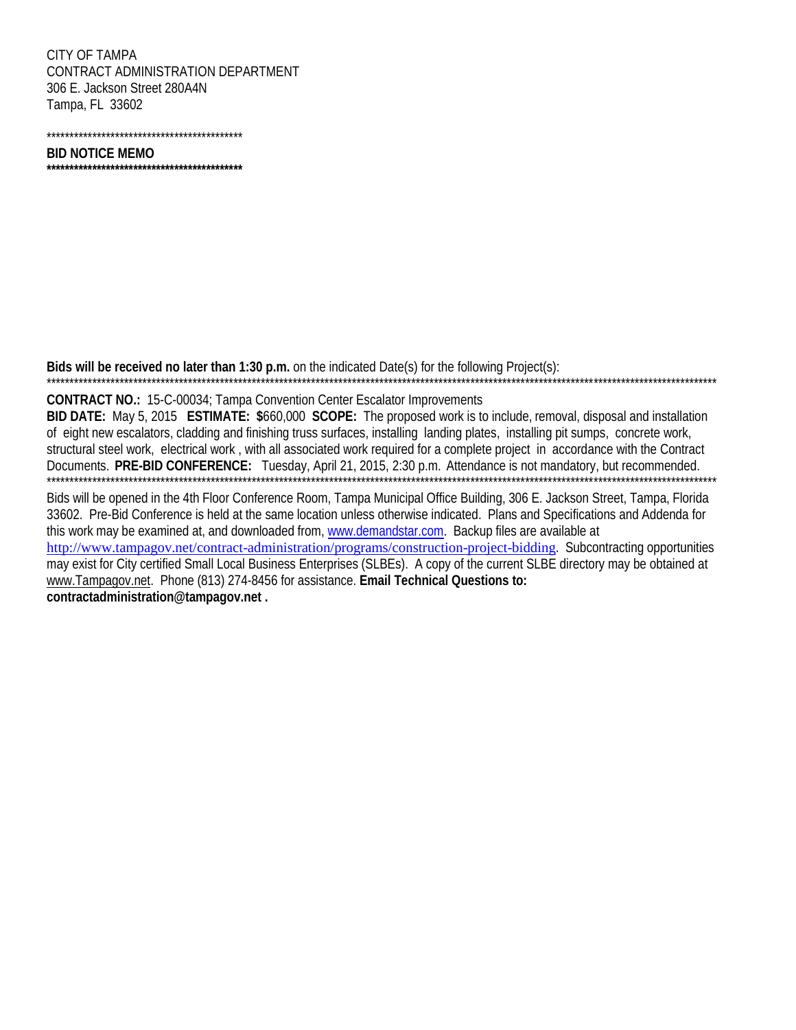CITY OF TAMPA
CONTRACT ADMINISTRATION DEPARTMENT
306 E. Jackson Street 280A4N
Tampa, FL 33602

********************************************

**BID NOTICE MEMO**

**********************************************

**Bids will be received no later than 1:30 p.m.** on the indicated Date(s) for the following Project(s):

*****************************************************************************************************************************************************

**CONTRACT NO.:** 15-C-00034; Tampa Convention Center Escalator Improvements

**BID DATE:** May 5, 2015 **ESTIMATE: $**660,000 **SCOPE:** The proposed work is to include, removal, disposal and installation of eight new escalators, cladding and finishing truss surfaces, installing landing plates, installing pit sumps, concrete work, structural steel work, electrical work , with all associated work required for a complete project in accordance with the Contract Documents. **PRE-BID CONFERENCE:** Tuesday, April 21, 2015, 2:30 p.m. Attendance is not mandatory, but recommended.

*****************************************************************************************************************************************************

Bids will be opened in the 4th Floor Conference Room, Tampa Municipal Office Building, 306 E. Jackson Street, Tampa, Florida 33602. Pre-Bid Conference is held at the same location unless otherwise indicated. Plans and Specifications and Addenda for this work may be examined at, and downloaded from, www.demandstar.com. Backup files are available at http://www.tampagov.net/contract-administration/programs/construction-project-bidding. Subcontracting opportunities may exist for City certified Small Local Business Enterprises (SLBEs). A copy of the current SLBE directory may be obtained at www.Tampagov.net. Phone (813) 274-8456 for assistance. **Email Technical Questions to: contractadministration@tampagov.net .**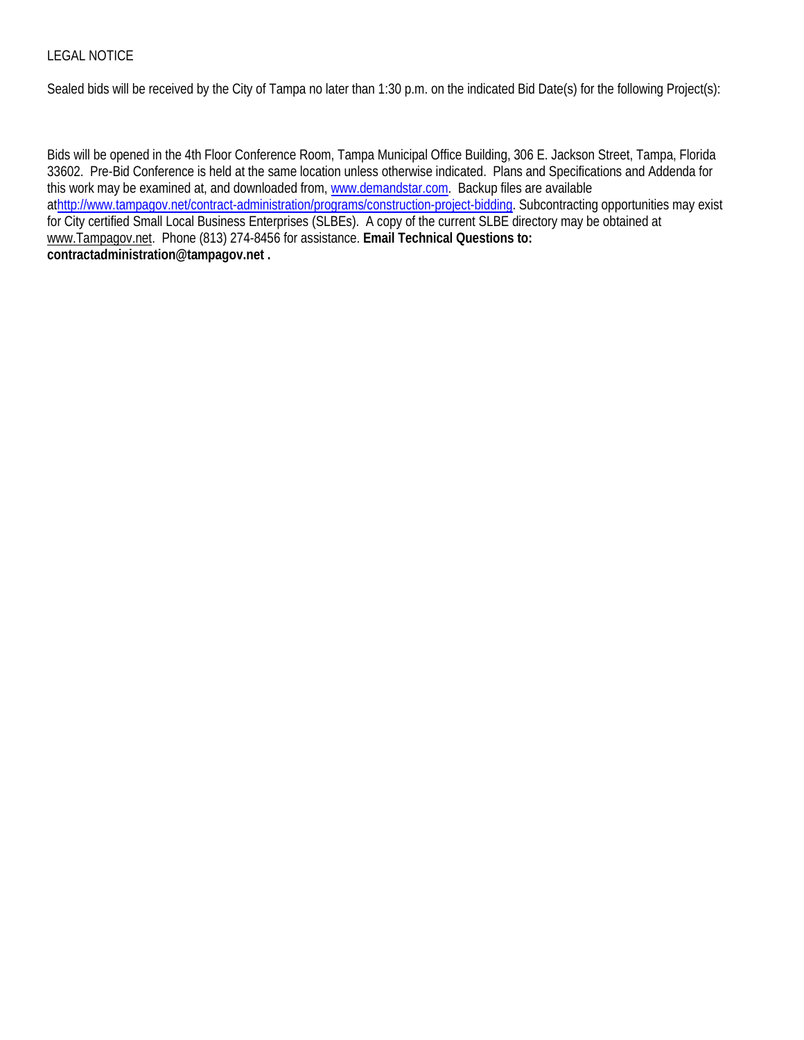LEGAL NOTICE

Sealed bids will be received by the City of Tampa no later than 1:30 p.m. on the indicated Bid Date(s) for the following Project(s):

Bids will be opened in the 4th Floor Conference Room, Tampa Municipal Office Building, 306 E. Jackson Street, Tampa, Florida 33602. Pre-Bid Conference is held at the same location unless otherwise indicated. Plans and Specifications and Addenda for this work may be examined at, and downloaded from, www.demandstar.com. Backup files are available athttp://www.tampagov.net/contract-administration/programs/construction-project-bidding. Subcontracting opportunities may exist for City certified Small Local Business Enterprises (SLBEs). A copy of the current SLBE directory may be obtained at www.Tampagov.net. Phone (813) 274-8456 for assistance. **Email Technical Questions to: contractadministration@tampagov.net .**